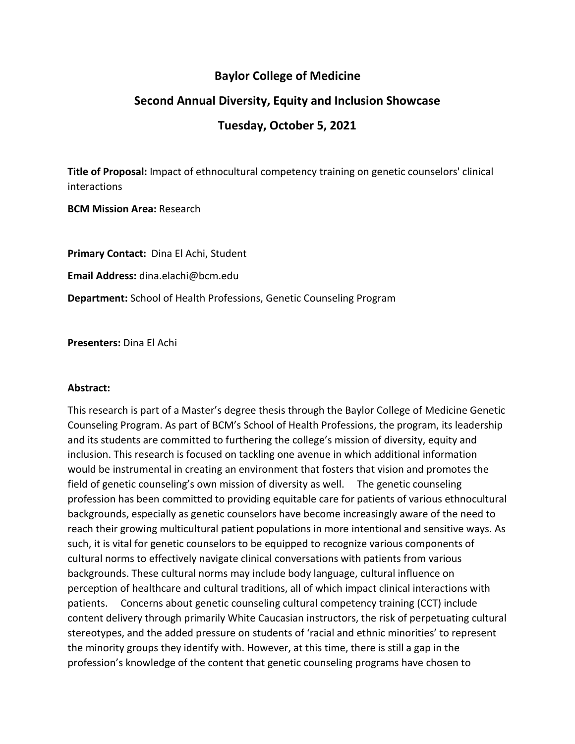# Baylor College of Medicine

## Second Annual Diversity, Equity and Inclusion Showcase

## Tuesday, October 5, 2021

**Title of Proposal:** Impact of ethnocultural competency training on genetic counselors' clinical interactions

**BCM Mission Area:** Research

**Primary Contact:** Dina El Achi, Student

**Email Address:** dina.elachi@bcm.edu

**Department:** School of Health Professions, Genetic Counseling Program

**Presenters:** Dina El Achi

**Abstract:**

This research is part of a Master's degree thesis through the Baylor College of Medicine Genetic Counseling Program. As part of BCM's School of Health Professions, the program, its leadership and its students are committed to furthering the college's mission of diversity, equity and inclusion. This research is focused on tackling one avenue in which additional information would be instrumental in creating an environment that fosters that vision and promotes the field of genetic counseling's own mission of diversity as well. The genetic counseling profession has been committed to providing equitable care for patients of various ethnocultural backgrounds, especially as genetic counselors have become increasingly aware of the need to reach their growing multicultural patient populations in more intentional and sensitive ways. As such, it is vital for genetic counselors to be equipped to recognize various components of cultural norms to effectively navigate clinical conversations with patients from various backgrounds. These cultural norms may include body language, cultural influence on perception of healthcare and cultural traditions, all of which impact clinical interactions with patients. Concerns about genetic counseling cultural competency training (CCT) include content delivery through primarily White Caucasian instructors, the risk of perpetuating cultural stereotypes, and the added pressure on students of 'racial and ethnic minorities' to represent the minority groups they identify with. However, at this time, there is still a gap in the profession's knowledge of the content that genetic counseling programs have chosen to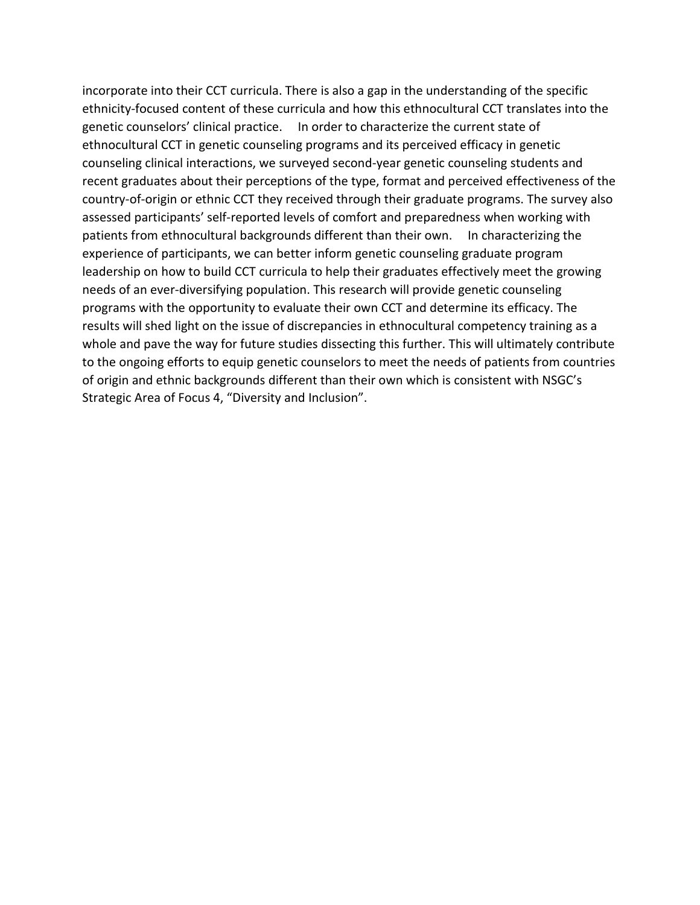incorporate into their CCT curricula. There is also a gap in the understanding of the specific ethnicity-focused content of these curricula and how this ethnocultural CCT translates into the genetic counselors' clinical practice.

In order to characterize the current state of ethnocultural CCT in genetic counseling programs and its perceived efficacy in genetic counseling clinical interactions, we surveyed second-year genetic counseling students and recent graduates about their perceptions of the type, format and perceived effectiveness of the country-of-origin or ethnic CCT they received through their graduate programs. The survey also assessed participants' self-reported levels of comfort and preparedness when working with patients from ethnocultural backgrounds different than their own.

In characterizing the experience of participants, we can better inform genetic counseling graduate program leadership on how to build CCT curricula to help their graduates effectively meet the growing needs of an ever-diversifying population. This research will provide genetic counseling programs with the opportunity to evaluate their own CCT and determine its efficacy. The results will shed light on the issue of discrepancies in ethnocultural competency training as a whole and pave the way for future studies dissecting this further. This will ultimately contribute to the ongoing efforts to equip genetic counselors to meet the needs of patients from countries of origin and ethnic backgrounds different than their own which is consistent with NSGC's Strategic Area of Focus 4, "Diversity and Inclusion".